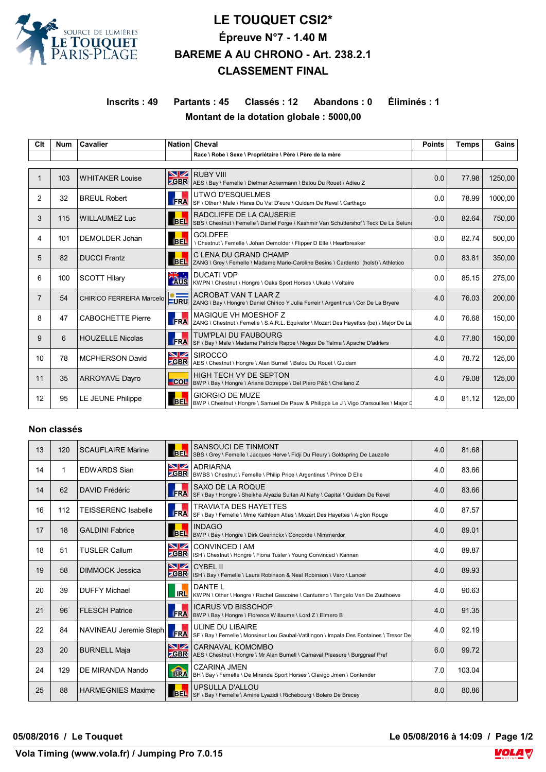# LE TOUQUET CSI2*

## Épreuve N°7 - 1.40 M

## BAREME A AU CHRONO - Art. 238.2.1

## CLASSEMENT FINAL

**Inscrits : 49 Partants : 45 Classés : 12 Abandons : 0 Éliminés : 1**

**Montant de la dotation globale : 5000,00**

| Clt | Num | Cavalier | Nation | Cheval<br>Race \ Robe \ Sexe \ Propriétaire \ Père \ Père de la mère | Points | Temps | Gains |
|---|---|---|---|---|---|---|---|
| 1 | 103 | WHITAKER Louise | GBR | RUBY VIII<br>AES \ Bay \ Femelle \ Dietmar Ackermann \ Balou Du Rouet \ Adieu Z | 0.0 | 77.98 | 1250,00 |
| 2 | 32 | BREUL Robert | FRA | UTWO D'ESQUELMES<br>SF \ Other \ Male \ Haras Du Val D'eure \ Quidam De Revel \ Carthago | 0.0 | 78.99 | 1000,00 |
| 3 | 115 | WILLAUMEZ Luc | BEL | RADCLIFFE DE LA CAUSERIE<br>SBS \ Chestnut \ Femelle \ Daniel Forge \ Kashmir Van Schuttershof \ Teck De La Selune | 0.0 | 82.64 | 750,00 |
| 4 | 101 | DEMOLDER Johan | BEL | GOLDFEE<br>\ Chestnut \ Femelle \ Johan Demolder \ Flipper D Elle \ Heartbreaker | 0.0 | 82.74 | 500,00 |
| 5 | 82 | DUCCI Frantz | BEL | C LENA DU GRAND CHAMP<br>ZANG \ Grey \ Femelle \ Madame Marie-Caroline Besins \ Cardento (holst) \ Athletico | 0.0 | 83.81 | 350,00 |
| 6 | 100 | SCOTT Hilary | AUS | DUCATI VDP<br>KWPN \ Chestnut \ Hongre \ Oaks Sport Horses \ Ukato \ Voltaire | 0.0 | 85.15 | 275,00 |
| 7 | 54 | CHIRICO FERREIRA Marcelo | URU | ACROBAT VAN T LAAR Z<br>ZANG \ Bay \ Hongre \ Daniel Chirico Y Julia Ferreir \ Argentinus \ Cor De La Bryere | 4.0 | 76.03 | 200,00 |
| 8 | 47 | CABOCHETTE Pierre | FRA | MAGIQUE VH MOESHOF Z<br>ZANG \ Chestnut \ Femelle \ S.A.R.L. Equivalor \ Mozart Des Hayettes (be) \ Major De La | 4.0 | 76.68 | 150,00 |
| 9 | 6 | HOUZELLE Nicolas | FRA | TUM'PLAI DU FAUBOURG<br>SF \ Bay \ Male \ Madame Patricia Rappe \ Negus De Talma \ Apache D'adriers | 4.0 | 77.80 | 150,00 |
| 10 | 78 | MCPHERSON David | GBR | SIROCCO<br>AES \ Chestnut \ Hongre \ Alan Burnell \ Balou Du Rouet \ Guidam | 4.0 | 78.72 | 125,00 |
| 11 | 35 | ARROYAVE Dayro | COL | HIGH TECH VY DE SEPTON<br>BWP \ Bay \ Hongre \ Ariane Dotreppe \ Del Piero P&b \ Chellano Z | 4.0 | 79.08 | 125,00 |
| 12 | 95 | LE JEUNE Philippe | BEL | GIORGIO DE MUZE<br>BWP \ Chestnut \ Hongre \ Samuel De Pauw & Philippe Le J \ Vigo D'arsouilles \ Major D | 4.0 | 81.12 | 125,00 |

### Non classés

| Clt | Num | Cavalier | Nation | Cheval | Points | Temps | Gains |
|---|---|---|---|---|---|---|---|
| 13 | 120 | SCAUFLAIRE Marine | BEL | SANSOUCI DE TINMONT<br>SBS \ Grey \ Femelle \ Jacques Herve \ Fidji Du Fleury \ Goldspring De Lauzelle | 4.0 | 81.68 | |
| 14 | 1 | EDWARDS Sian | GBR | ADRIARNA<br>BWBS \ Chestnut \ Femelle \ Philip Price \ Argentinus \ Prince D Elle | 4.0 | 83.66 | |
| 14 | 62 | DAVID Frédéric | FRA | SAXO DE LA ROQUE<br>SF \ Bay \ Hongre \ Sheikha Alyazia Sultan Al Nahy \ Capital \ Quidam De Revel | 4.0 | 83.66 | |
| 16 | 112 | TEISSERENC Isabelle | FRA | TRAVIATA DES HAYETTES<br>SF \ Bay \ Femelle \ Mme Kathleen Atlas \ Mozart Des Hayettes \ Aiglon Rouge | 4.0 | 87.57 | |
| 17 | 18 | GALDINI Fabrice | BEL | INDAGO<br>BWP \ Bay \ Hongre \ Dirk Geerinckx \ Concorde \ Nimmerdor | 4.0 | 89.01 | |
| 18 | 51 | TUSLER Callum | GBR | CONVINCED I AM<br>ISH \ Chestnut \ Hongre \ Fiona Tusler \ Young Convinced \ Kannan | 4.0 | 89.87 | |
| 19 | 58 | DIMMOCK Jessica | GBR | CYBEL II<br>ISH \ Bay \ Femelle \ Laura Robinson & Neal Robinson \ Varo \ Lancer | 4.0 | 89.93 | |
| 20 | 39 | DUFFY Michael | IRL | DANTE L<br>KWPN \ Other \ Hongre \ Rachel Gascoine \ Canturano \ Tangelo Van De Zuuthoeve | 4.0 | 90.63 | |
| 21 | 96 | FLESCH Patrice | FRA | ICARUS VD BISSCHOP<br>BWP \ Bay \ Hongre \ Florence Willaume \ Lord Z \ Elmero B | 4.0 | 91.35 | |
| 22 | 84 | NAVINEAU Jeremie Steph | FRA | ULINE DU LIBAIRE<br>SF \ Bay \ Femelle \ Monsieur Lou Gaubal-Vatilingon \ Impala Des Fontaines \ Tresor De | 4.0 | 92.19 | |
| 23 | 20 | BURNELL Maja | GBR | CARNAVAL KOMOMBO<br>AES \ Chestnut \ Hongre \ Mr Alan Burnell \ Carnaval Pleasure \ Burggraaf Pref | 6.0 | 99.72 | |
| 24 | 129 | DE MIRANDA Nando | BRA | CZARINA JMEN<br>BH \ Bay \ Femelle \ De Miranda Sport Horses \ Clavigo Jmen \ Contender | 7.0 | 103.04 | |
| 25 | 88 | HARMEGNIES Maxime | BEL | UPSULLA D'ALLOU<br>SF \ Bay \ Femelle \ Amine Lyazidi \ Richebourg \ Bolero De Brecey | 8.0 | 80.86 | |

**05/08/2016 / Le Touquet** **Le 05/08/2016 à 14:09**

**Vola Timing (www.vola.fr) / Jumping Pro 7.0.15**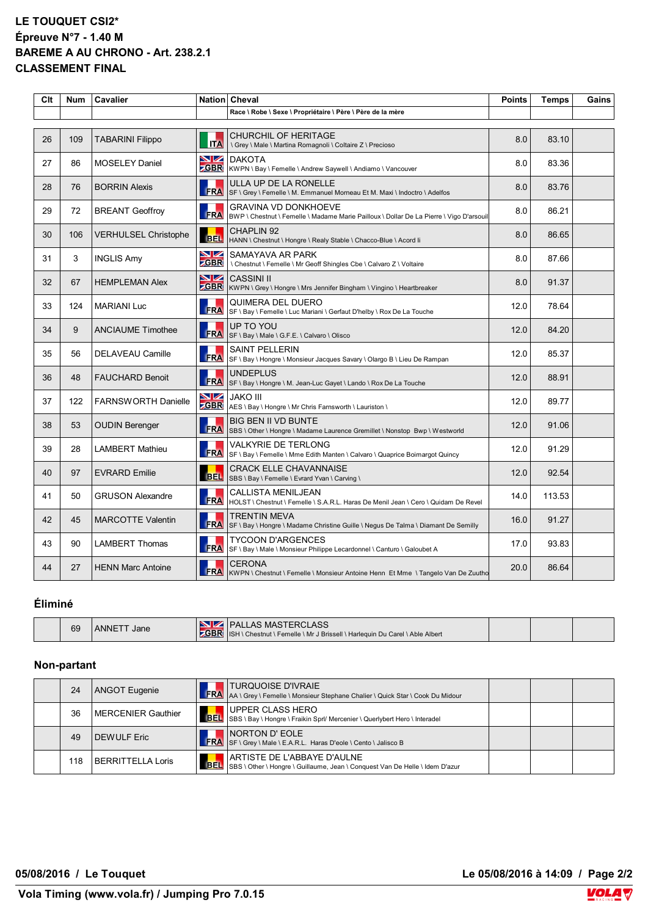# LE TOUQUET CSI2*
# Épreuve N°7 - 1.40 M
# BAREME A AU CHRONO - Art. 238.2.1
# CLASSEMENT FINAL

| Clt | Num | Cavalier | Nation | Cheval | Points | Temps | Gains |
|---|---|---|---|---|---|---|---|
| | | | | Race \ Robe \ Sexe \ Propriétaire \ Père \ Père de la mère | | | |
| 26 | 109 | TABARINI Filippo | ITA | CHURCHIL OF HERITAGE<br>\ Grey \ Male \ Martina Romagnoli \ Coltaire Z \ Precioso | 8.0 | 83.10 | |
| 27 | 86 | MOSELEY Daniel | GBR | DAKOTA<br>KWPN \ Bay \ Femelle \ Andrew Saywell \ Andiamo \ Vancouver | 8.0 | 83.36 | |
| 28 | 76 | BORRIN Alexis | FRA | ULLA UP DE LA RONELLE<br>SF \ Grey \ Femelle \ M. Emmanuel Morneau Et M. Maxi \ Indoctro \ Adelfos | 8.0 | 83.76 | |
| 29 | 72 | BREANT Geoffroy | FRA | GRAVINA VD DONKHOEVE<br>BWP \ Chestnut \ Femelle \ Madame Marie Pailloux \ Dollar De La Pierre \ Vigo D'arsouil | 8.0 | 86.21 | |
| 30 | 106 | VERHULSEL Christophe | BEL | CHAPLIN 92<br>HANN \ Chestnut \ Hongre \ Realy Stable \ Chacco-Blue \ Acord Ii | 8.0 | 86.65 | |
| 31 | 3 | INGLIS Amy | GBR | SAMAYAVA AR PARK<br>\ Chestnut \ Femelle \ Mr Geoff Shingles Cbe \ Calvaro Z \ Voltaire | 8.0 | 87.66 | |
| 32 | 67 | HEMPLEMAN Alex | GBR | CASSINI II<br>KWPN \ Grey \ Hongre \ Mrs Jennifer Bingham \ Vingino \ Heartbreaker | 8.0 | 91.37 | |
| 33 | 124 | MARIANI Luc | FRA | QUIMERA DEL DUERO<br>SF \ Bay \ Femelle \ Luc Mariani \ Gerfaut D'helby \ Rox De La Touche | 12.0 | 78.64 | |
| 34 | 9 | ANCIAUME Timothee | FRA | UP TO YOU<br>SF \ Bay \ Male \ G.F.E. \ Calvaro \ Olisco | 12.0 | 84.20 | |
| 35 | 56 | DELAVEAU Camille | FRA | SAINT PELLERIN<br>SF \ Bay \ Hongre \ Monsieur Jacques Savary \ Olargo B \ Lieu De Rampan | 12.0 | 85.37 | |
| 36 | 48 | FAUCHARD Benoit | FRA | UNDEPLUS<br>SF \ Bay \ Hongre \ M. Jean-Luc Gayet \ Lando \ Rox De La Touche | 12.0 | 88.91 | |
| 37 | 122 | FARNSWORTH Danielle | GBR | JAKO III<br>AES \ Bay \ Hongre \ Mr Chris Farnsworth \ Lauriston \ | 12.0 | 89.77 | |
| 38 | 53 | OUDIN Berenger | FRA | BIG BEN II VD BUNTE<br>SBS \ Other \ Hongre \ Madame Laurence Gremillet \ Nonstop Bwp \ Westworld | 12.0 | 91.06 | |
| 39 | 28 | LAMBERT Mathieu | FRA | VALKYRIE DE TERLONG<br>SF \ Bay \ Femelle \ Mme Edith Manten \ Calvaro \ Quaprice Boimargot Quincy | 12.0 | 91.29 | |
| 40 | 97 | EVRARD Emilie | BEL | CRACK ELLE CHAVANNAISE<br>SBS \ Bay \ Femelle \ Evrard Yvan \ Carving \ | 12.0 | 92.54 | |
| 41 | 50 | GRUSON Alexandre | FRA | CALLISTA MENILJEAN<br>HOLST \ Chestnut \ Femelle \ S.A.R.L. Haras De Menil Jean \ Cero \ Quidam De Revel | 14.0 | 113.53 | |
| 42 | 45 | MARCOTTE Valentin | FRA | TRENTIN MEVA<br>SF \ Bay \ Hongre \ Madame Christine Guille \ Negus De Talma \ Diamant De Semilly | 16.0 | 91.27 | |
| 43 | 90 | LAMBERT Thomas | FRA | TYCOON D'ARGENCES<br>SF \ Bay \ Male \ Monsieur Philippe Lecardonnel \ Canturo \ Galoubet A | 17.0 | 93.83 | |
| 44 | 27 | HENN Marc Antoine | FRA | CERONA<br>KWPN \ Chestnut \ Femelle \ Monsieur Antoine Henn Et Mme \ Tangelo Van De Zuutho | 20.0 | 86.64 | |

## Éliminé

| Clt | Num | Cavalier | Nation | Cheval | Points | Temps | Gains |
|---|---|---|---|---|---|---|---|
| | 69 | ANNETT Jane | GBR | PALLAS MASTERCLASS<br>ISH \ Chestnut \ Femelle \ Mr J Brissell \ Harlequin Du Carel \ Able Albert | | | |

## Non-partant

| Clt | Num | Cavalier | Nation | Cheval | Points | Temps | Gains |
|---|---|---|---|---|---|---|---|
| | 24 | ANGOT Eugenie | FRA | TURQUOISE D'IVRAIE<br>AA \ Grey \ Femelle \ Monsieur Stephane Chalier \ Quick Star \ Cook Du Midour | | | |
| | 36 | MERCENIER Gauthier | BEL | UPPER CLASS HERO<br>SBS \ Bay \ Hongre \ Fraikin Sprl/ Mercenier \ Querlybert Hero \ Interadel | | | |
| | 49 | DEWULF Eric | FRA | NORTON D' EOLE<br>SF \ Grey \ Male \ E.A.R.L. Haras D'eole \ Cento \ Jalisco B | | | |
| | 118 | BERRITTELLA Loris | BEL | ARTISTE DE L'ABBAYE D'AULNE<br>SBS \ Other \ Hongre \ Guillaume, Jean \ Conquest Van De Helle \ Idem D'azur | | | |

05/08/2016 / Le Touquet — Le 05/08/2016 à 14:09

Vola Timing (www.vola.fr) / Jumping Pro 7.0.15